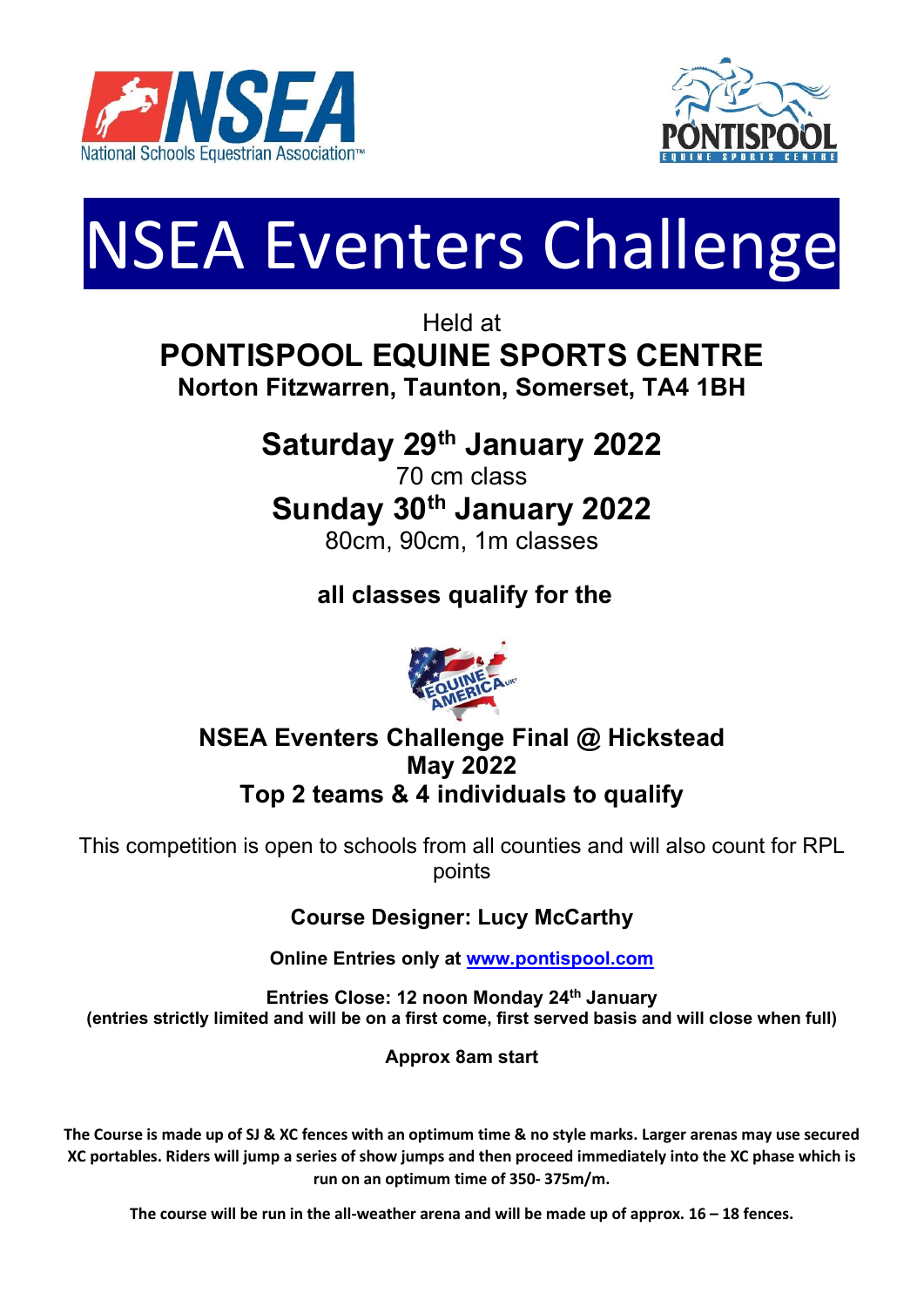# NSEA Eventers Challenge

Held at

## PONTISPOOL EQUINE SPORTS CENTRE

**Norton Fitzwarren, Taunton, Somerset, TA4 1BH**

## Saturday 29th January 2022

70 cm class

## Sunday 30th January 2022

80cm, 90cm, 1m classes

**all classes qualify for the**

**NSEA Eventers Challenge Final @ Hickstead May 2022**
**Top 2 teams & 4 individuals to qualify**

This competition is open to schools from all counties and will also count for RPL points

**Course Designer: Lucy McCarthy**

**Online Entries only at [www.pontispool.com](http://www.pontispool.com)**

**Entries Close: 12 noon Monday 24th January**
**(entries strictly limited and will be on a first come, first served basis and will close when full)**

**Approx 8am start**

**The Course is made up of SJ & XC fences with an optimum time & no style marks. Larger arenas may use secured XC portables. Riders will jump a series of show jumps and then proceed immediately into the XC phase which is run on an optimum time of 350- 375m/m.**

**The course will be run in the all-weather arena and will be made up of approx. 16 – 18 fences.**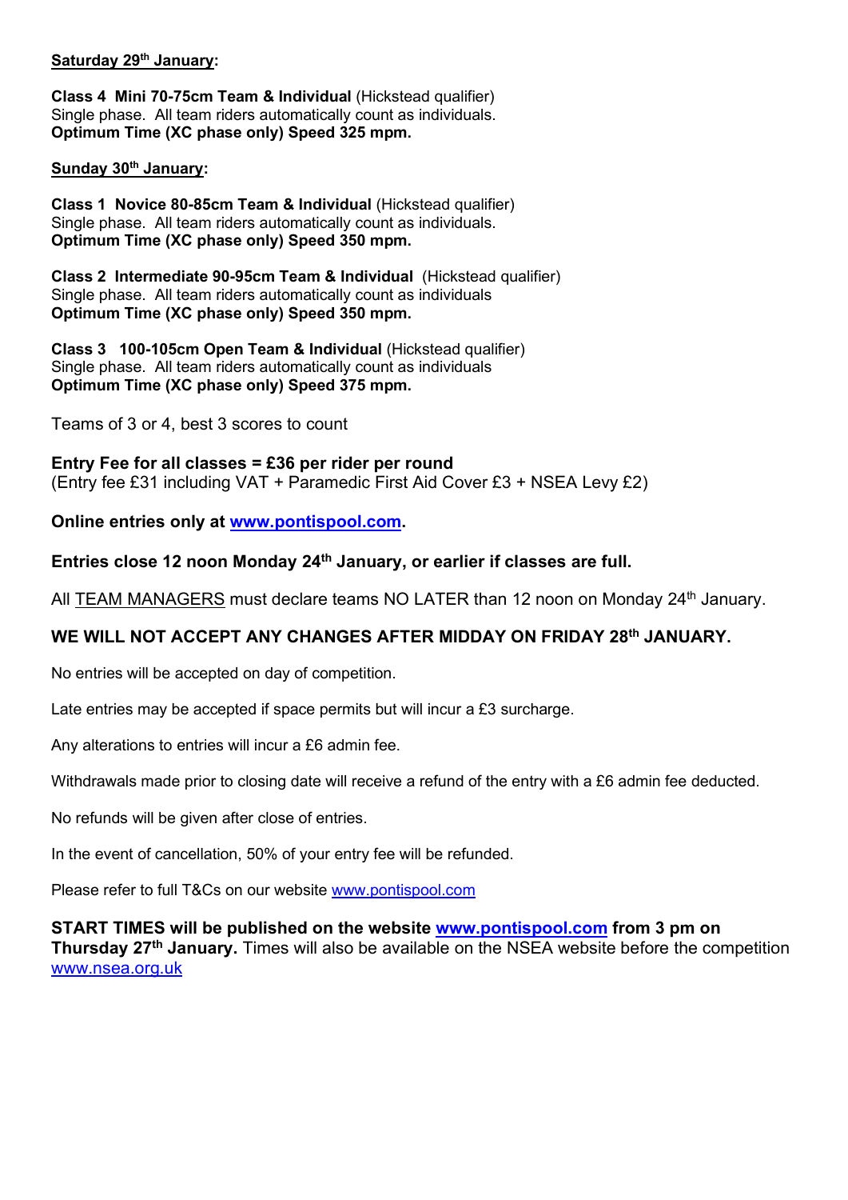**<u>Saturday 29th January</u>:**

**Class 4 Mini 70-75cm Team & Individual** (Hickstead qualifier)
Single phase. All team riders automatically count as individuals.
**Optimum Time (XC phase only) Speed 325 mpm.**

**<u>Sunday 30th January</u>:**

**Class 1 Novice 80-85cm Team & Individual** (Hickstead qualifier)
Single phase. All team riders automatically count as individuals.
**Optimum Time (XC phase only) Speed 350 mpm.**

**Class 2 Intermediate 90-95cm Team & Individual** (Hickstead qualifier)
Single phase. All team riders automatically count as individuals
**Optimum Time (XC phase only) Speed 350 mpm.**

**Class 3 100-105cm Open Team & Individual** (Hickstead qualifier)
Single phase. All team riders automatically count as individuals
**Optimum Time (XC phase only) Speed 375 mpm.**

Teams of 3 or 4, best 3 scores to count

**Entry Fee for all classes = £36 per rider per round**
(Entry fee £31 including VAT + Paramedic First Aid Cover £3 + NSEA Levy £2)

**Online entries only at [www.pontispool.com](http://www.pontispool.com).**

**Entries close 12 noon Monday 24th January, or earlier if classes are full.**

All <u>TEAM MANAGERS</u> must declare teams NO LATER than 12 noon on Monday 24th January.

**WE WILL NOT ACCEPT ANY CHANGES AFTER MIDDAY ON FRIDAY 28th JANUARY.**

No entries will be accepted on day of competition.

Late entries may be accepted if space permits but will incur a £3 surcharge.

Any alterations to entries will incur a £6 admin fee.

Withdrawals made prior to closing date will receive a refund of the entry with a £6 admin fee deducted.

No refunds will be given after close of entries.

In the event of cancellation, 50% of your entry fee will be refunded.

Please refer to full T&Cs on our website [www.pontispool.com](http://www.pontispool.com)

**START TIMES will be published on the website [www.pontispool.com](http://www.pontispool.com) from 3 pm on Thursday 27th January.** Times will also be available on the NSEA website before the competition [www.nsea.org.uk](http://www.nsea.org.uk)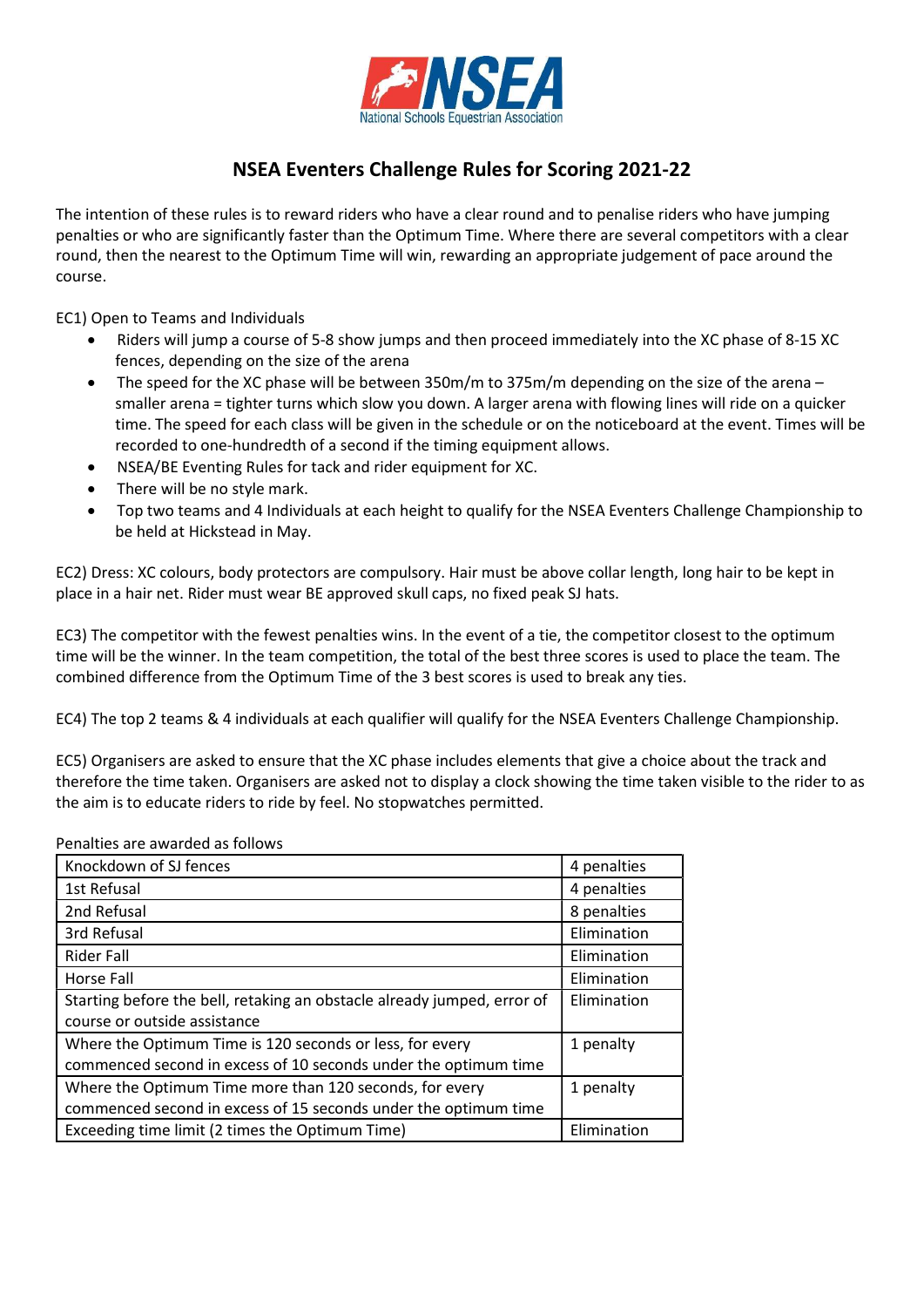# NSEA Eventers Challenge Rules for Scoring 2021-22

The intention of these rules is to reward riders who have a clear round and to penalise riders who have jumping penalties or who are significantly faster than the Optimum Time. Where there are several competitors with a clear round, then the nearest to the Optimum Time will win, rewarding an appropriate judgement of pace around the course.

EC1) Open to Teams and Individuals

- Riders will jump a course of 5-8 show jumps and then proceed immediately into the XC phase of 8-15 XC fences, depending on the size of the arena
- The speed for the XC phase will be between 350m/m to 375m/m depending on the size of the arena – smaller arena = tighter turns which slow you down. A larger arena with flowing lines will ride on a quicker time. The speed for each class will be given in the schedule or on the noticeboard at the event. Times will be recorded to one-hundredth of a second if the timing equipment allows.
- NSEA/BE Eventing Rules for tack and rider equipment for XC.
- There will be no style mark.
- Top two teams and 4 Individuals at each height to qualify for the NSEA Eventers Challenge Championship to be held at Hickstead in May.

EC2) Dress: XC colours, body protectors are compulsory. Hair must be above collar length, long hair to be kept in place in a hair net. Rider must wear BE approved skull caps, no fixed peak SJ hats.

EC3) The competitor with the fewest penalties wins. In the event of a tie, the competitor closest to the optimum time will be the winner. In the team competition, the total of the best three scores is used to place the team. The combined difference from the Optimum Time of the 3 best scores is used to break any ties.

EC4) The top 2 teams & 4 individuals at each qualifier will qualify for the NSEA Eventers Challenge Championship.

EC5) Organisers are asked to ensure that the XC phase includes elements that give a choice about the track and therefore the time taken. Organisers are asked not to display a clock showing the time taken visible to the rider to as the aim is to educate riders to ride by feel. No stopwatches permitted.

Penalties are awarded as follows

| | |
|---|---|
| Knockdown of SJ fences | 4 penalties |
| 1st Refusal | 4 penalties |
| 2nd Refusal | 8 penalties |
| 3rd Refusal | Elimination |
| Rider Fall | Elimination |
| Horse Fall | Elimination |
| Starting before the bell, retaking an obstacle already jumped, error of course or outside assistance | Elimination |
| Where the Optimum Time is 120 seconds or less, for every commenced second in excess of 10 seconds under the optimum time | 1 penalty |
| Where the Optimum Time more than 120 seconds, for every commenced second in excess of 15 seconds under the optimum time | 1 penalty |
| Exceeding time limit (2 times the Optimum Time) | Elimination |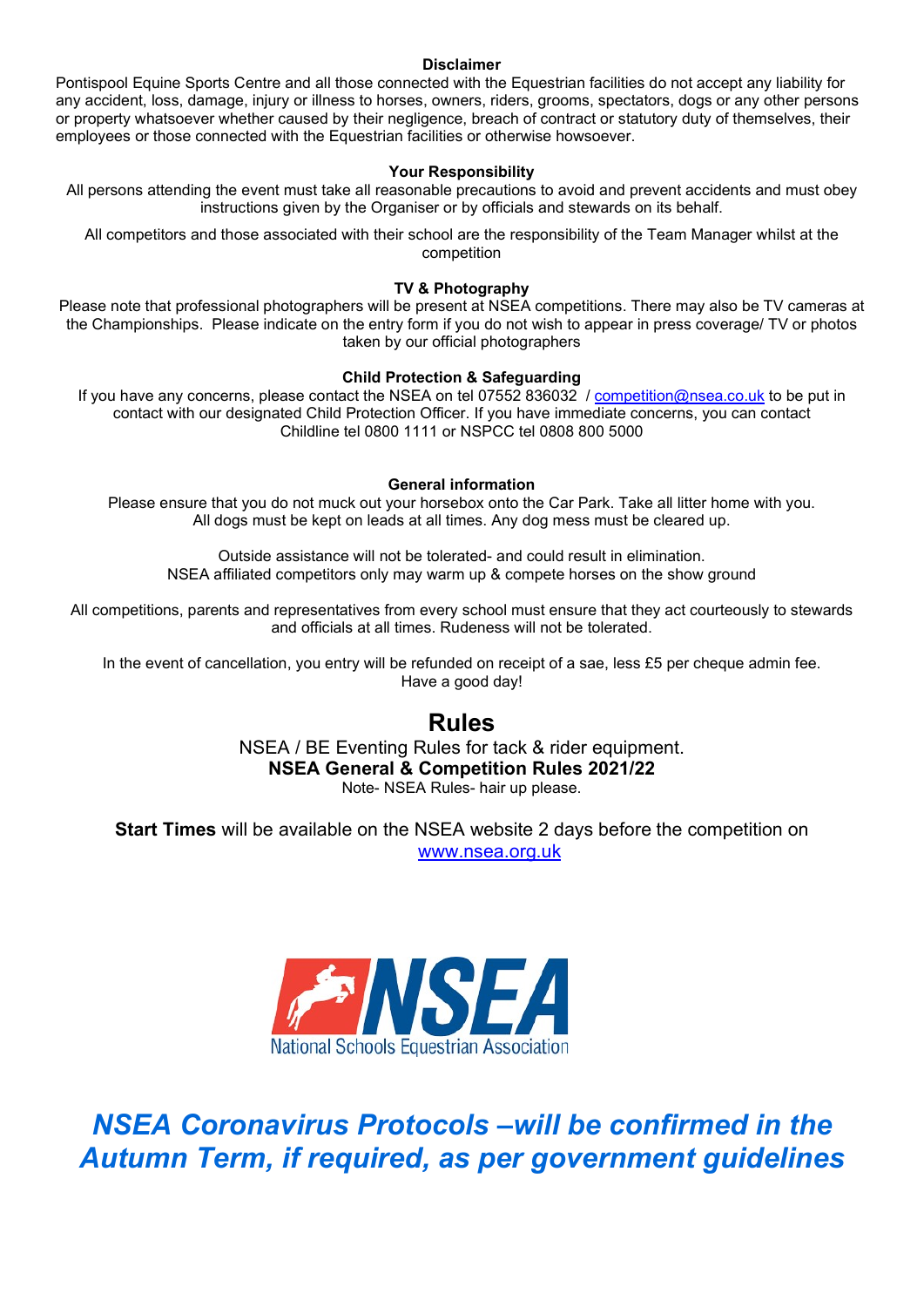### Disclaimer

Pontispool Equine Sports Centre and all those connected with the Equestrian facilities do not accept any liability for any accident, loss, damage, injury or illness to horses, owners, riders, grooms, spectators, dogs or any other persons or property whatsoever whether caused by their negligence, breach of contract or statutory duty of themselves, their employees or those connected with the Equestrian facilities or otherwise howsoever.

### Your Responsibility

All persons attending the event must take all reasonable precautions to avoid and prevent accidents and must obey instructions given by the Organiser or by officials and stewards on its behalf.

All competitors and those associated with their school are the responsibility of the Team Manager whilst at the competition

### TV & Photography

Please note that professional photographers will be present at NSEA competitions. There may also be TV cameras at the Championships. Please indicate on the entry form if you do not wish to appear in press coverage/ TV or photos taken by our official photographers

### Child Protection & Safeguarding

If you have any concerns, please contact the NSEA on tel 07552 836032 / competition@nsea.co.uk to be put in contact with our designated Child Protection Officer. If you have immediate concerns, you can contact Childline tel 0800 1111 or NSPCC tel 0808 800 5000

### General information

Please ensure that you do not muck out your horsebox onto the Car Park. Take all litter home with you. All dogs must be kept on leads at all times. Any dog mess must be cleared up.

Outside assistance will not be tolerated- and could result in elimination.
NSEA affiliated competitors only may warm up & compete horses on the show ground

All competitions, parents and representatives from every school must ensure that they act courteously to stewards and officials at all times. Rudeness will not be tolerated.

In the event of cancellation, you entry will be refunded on receipt of a sae, less £5 per cheque admin fee.
Have a good day!

## Rules

NSEA / BE Eventing Rules for tack & rider equipment.
**NSEA General & Competition Rules 2021/22**
Note- NSEA Rules- hair up please.

**Start Times** will be available on the NSEA website 2 days before the competition on www.nsea.org.uk

NSEA
National Schools Equestrian Association

***NSEA Coronavirus Protocols –will be confirmed in the Autumn Term, if required, as per government guidelines***